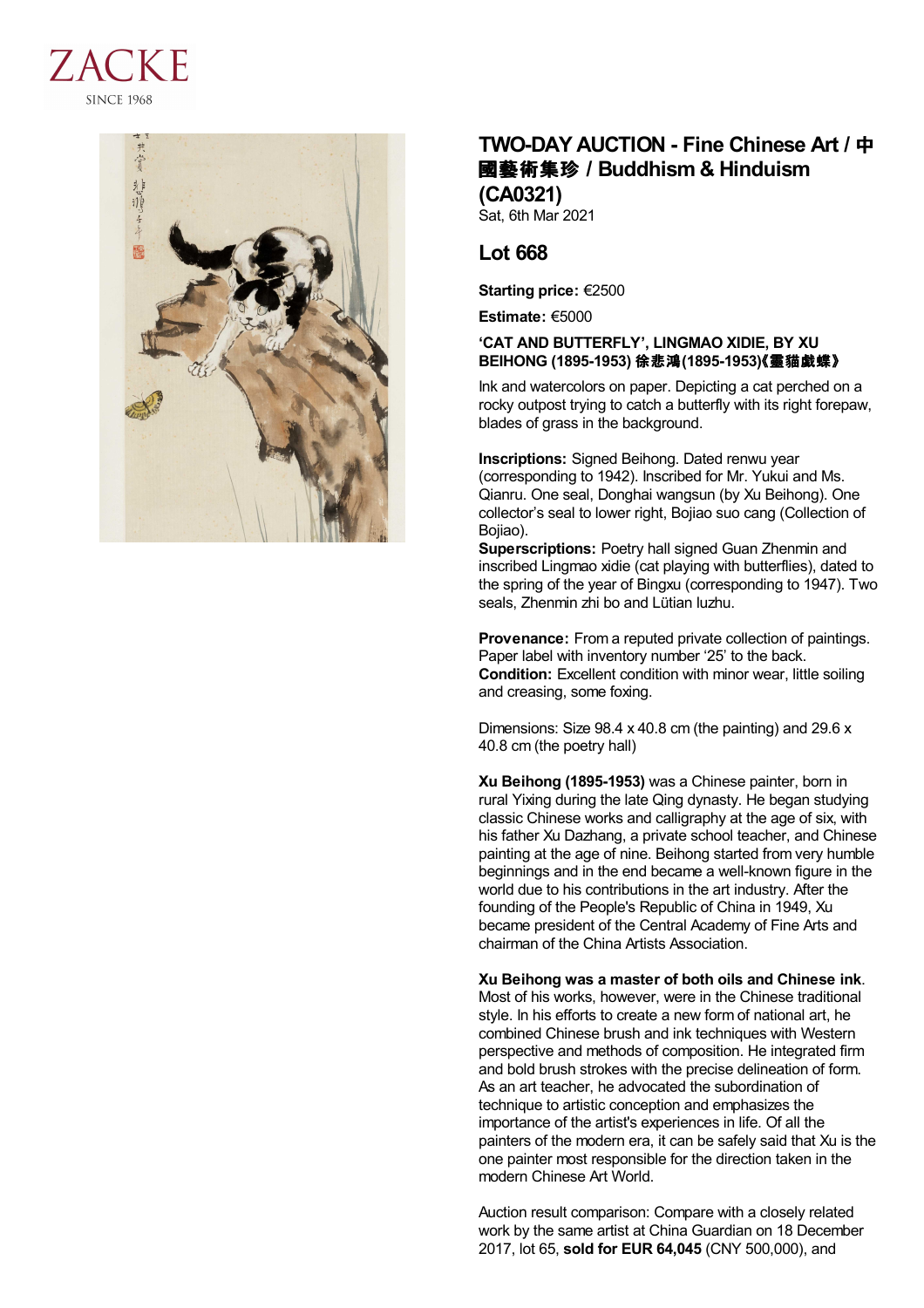# TWO-DAY AUCTION - Fine Chinese Art / 中國藝術集珍 / Buddhism & Hinduism (CA0321)

Sat, 6th Mar 2021

## Lot 668

**Starting price:** €2500

**Estimate:** €5000

**'CAT AND BUTTERFLY', LINGMAO XIDIE, BY XU BEIHONG (1895-1953) 徐悲鴻(1895-1953)《靈貓戲蝶》**

Ink and watercolors on paper. Depicting a cat perched on a rocky outpost trying to catch a butterfly with its right forepaw, blades of grass in the background.

**Inscriptions:** Signed Beihong. Dated renwu year (corresponding to 1942). Inscribed for Mr. Yukui and Ms. Qianru. One seal, Donghai wangsun (by Xu Beihong). One collector's seal to lower right, Bojiao suo cang (Collection of Bojiao).
**Superscriptions:** Poetry hall signed Guan Zhenmin and inscribed Lingmao xidie (cat playing with butterflies), dated to the spring of the year of Bingxu (corresponding to 1947). Two seals, Zhenmin zhi bo and Lütian luzhu.

**Provenance:** From a reputed private collection of paintings. Paper label with inventory number '25' to the back.
**Condition:** Excellent condition with minor wear, little soiling and creasing, some foxing.

Dimensions: Size 98.4 x 40.8 cm (the painting) and 29.6 x 40.8 cm (the poetry hall)

**Xu Beihong (1895-1953)** was a Chinese painter, born in rural Yixing during the late Qing dynasty. He began studying classic Chinese works and calligraphy at the age of six, with his father Xu Dazhang, a private school teacher, and Chinese painting at the age of nine. Beihong started from very humble beginnings and in the end became a well-known figure in the world due to his contributions in the art industry. After the founding of the People's Republic of China in 1949, Xu became president of the Central Academy of Fine Arts and chairman of the China Artists Association.

**Xu Beihong was a master of both oils and Chinese ink**. Most of his works, however, were in the Chinese traditional style. In his efforts to create a new form of national art, he combined Chinese brush and ink techniques with Western perspective and methods of composition. He integrated firm and bold brush strokes with the precise delineation of form. As an art teacher, he advocated the subordination of technique to artistic conception and emphasizes the importance of the artist's experiences in life. Of all the painters of the modern era, it can be safely said that Xu is the one painter most responsible for the direction taken in the modern Chinese Art World.

Auction result comparison: Compare with a closely related work by the same artist at China Guardian on 18 December 2017, lot 65, **sold for EUR 64,045** (CNY 500,000), and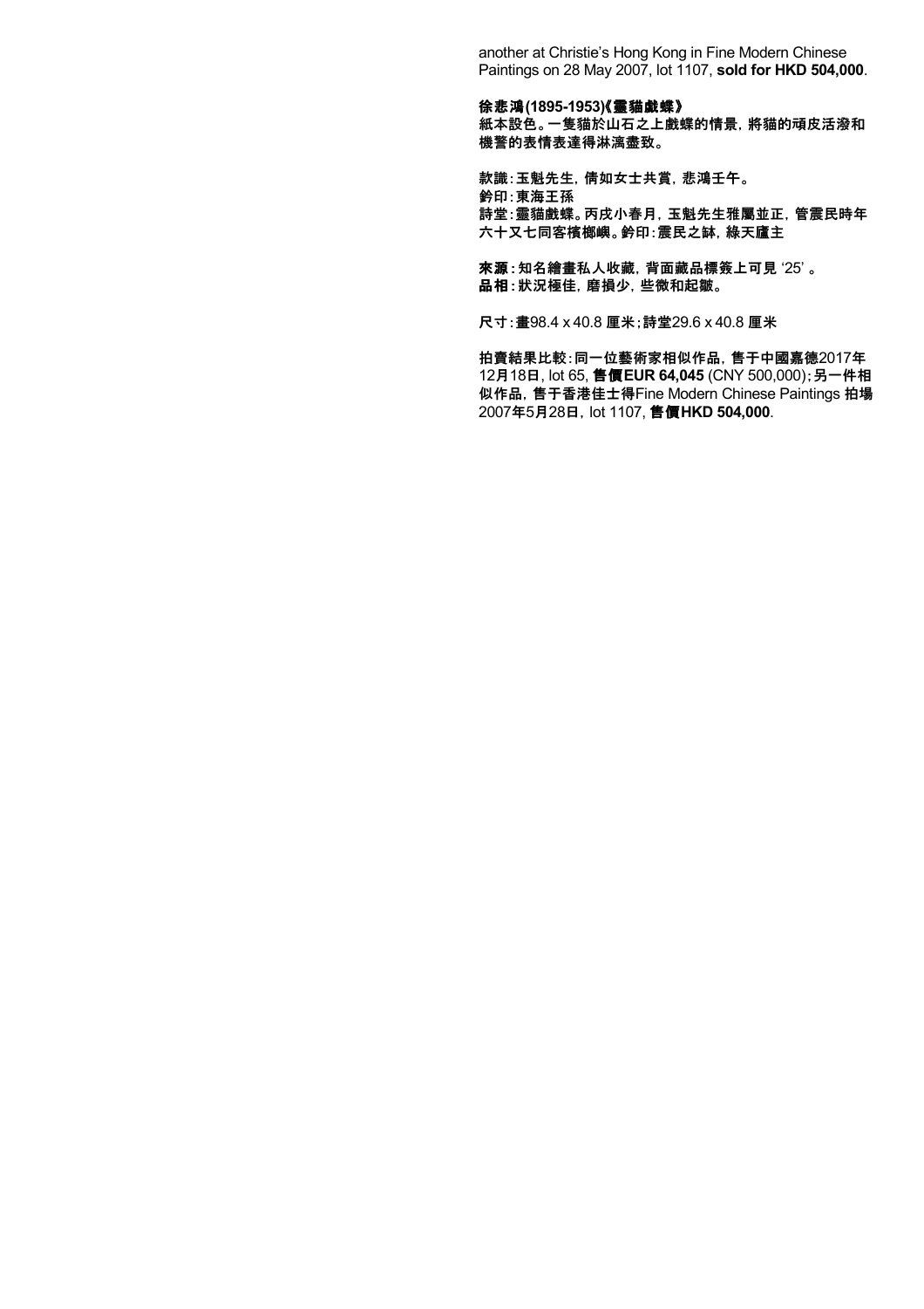another at Christie's Hong Kong in Fine Modern Chinese Paintings on 28 May 2007, lot 1107, **sold for HKD 504,000**.

**徐悲鴻(1895-1953)《靈貓戲蝶》**

**紙本設色。一隻貓於山石之上戲蝶的情景，將貓的頑皮活潑和機警的表情表達得淋漓盡致。**

**款識：玉魁先生，倩如女士共賞，悲鴻壬午。**
**鈐印：東海王孫**
**詩堂：靈貓戲蝶。丙戌小春月，玉魁先生雅屬並正，管震民時年六十又七同客檳榔嶼。鈐印：震民之鉢，綠天廬主**

**來源：知名繪畫私人收藏，背面藏品標簽上可見** '25' **。**
**品相：狀況極佳，磨損少，些微和起皺。**

**尺寸：畫**98.4 x 40.8 **厘米；詩堂**29.6 x 40.8 **厘米**

**拍賣結果比較：同一位藝術家相似作品，售于中國嘉德**2017**年**12**月**18**日**, lot 65, **售價EUR 64,045** (CNY 500,000)**；另一件相似作品，售于香港佳士得**Fine Modern Chinese Paintings **拍場**2007**年**5**月**28**日**, lot 1107, **售價HKD 504,000**.